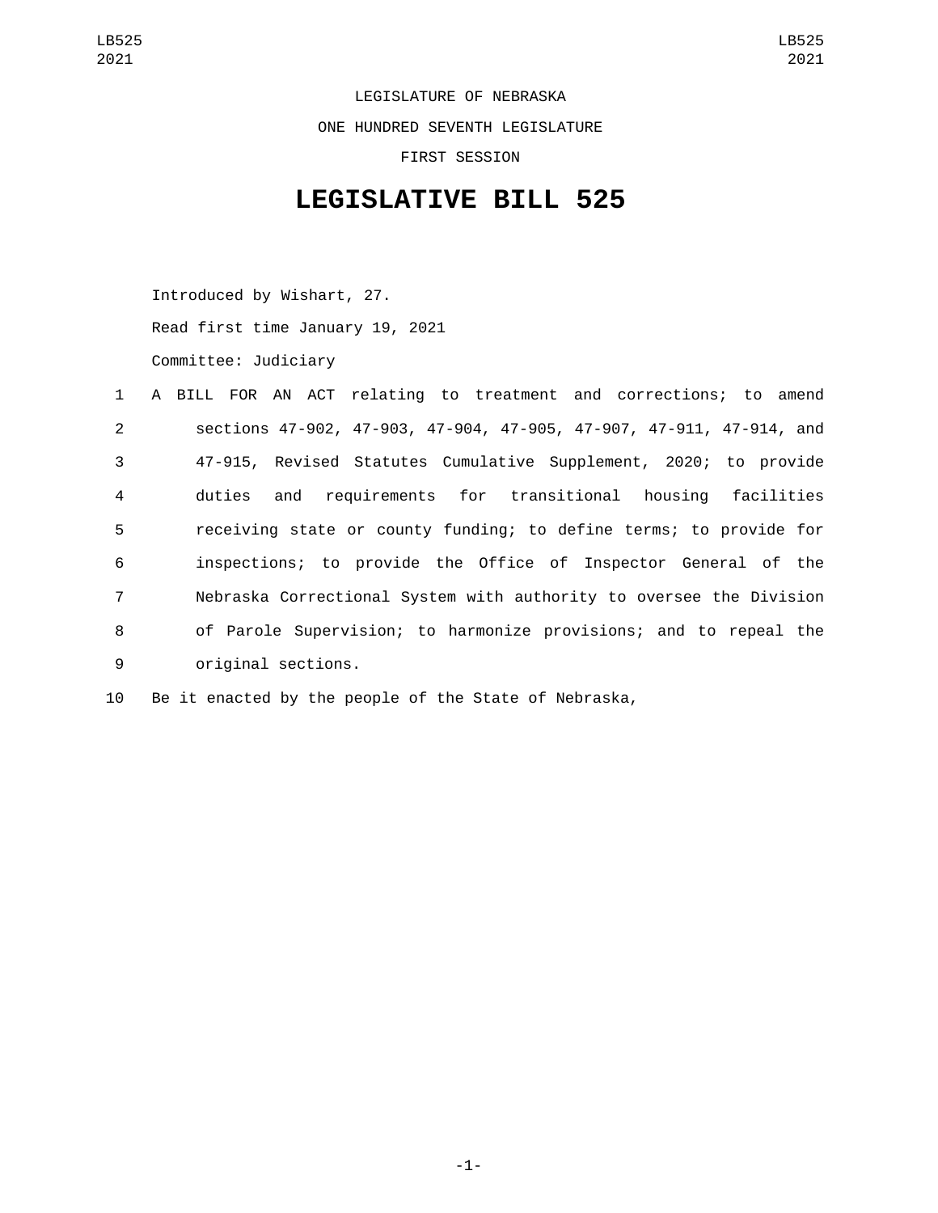LEGISLATURE OF NEBRASKA

ONE HUNDRED SEVENTH LEGISLATURE

FIRST SESSION

# LEGISLATIVE BILL 525

Introduced by Wishart, 27.

Read first time January 19, 2021

Committee: Judiciary

1 A BILL FOR AN ACT relating to treatment and corrections; to amend
2 sections 47-902, 47-903, 47-904, 47-905, 47-907, 47-911, 47-914, and
3 47-915, Revised Statutes Cumulative Supplement, 2020; to provide
4 duties and requirements for transitional housing facilities
5 receiving state or county funding; to define terms; to provide for
6 inspections; to provide the Office of Inspector General of the
7 Nebraska Correctional System with authority to oversee the Division
8 of Parole Supervision; to harmonize provisions; and to repeal the
9 original sections.

10 Be it enacted by the people of the State of Nebraska,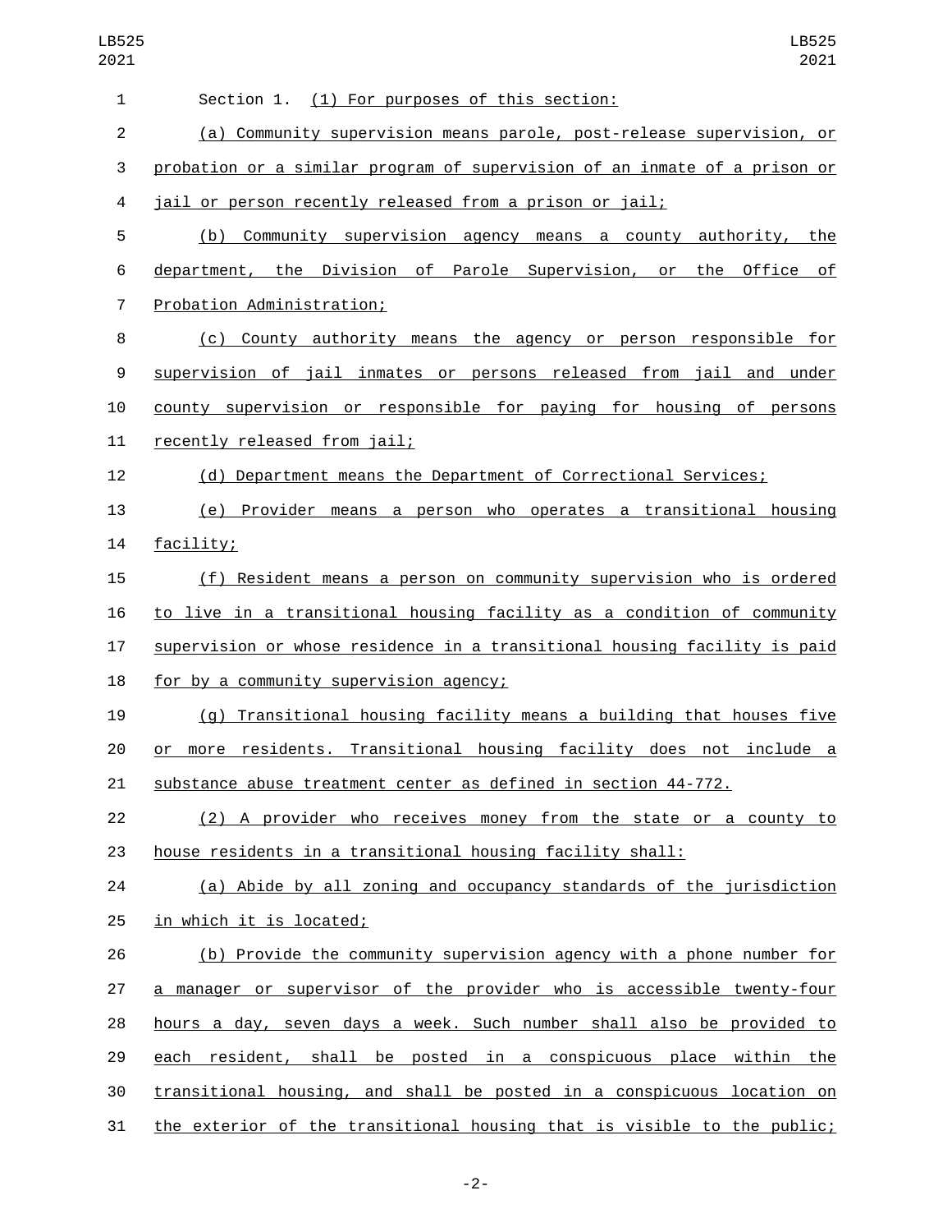Section 1. (1) For purposes of this section:

(a) Community supervision means parole, post-release supervision, or probation or a similar program of supervision of an inmate of a prison or jail or person recently released from a prison or jail;

(b) Community supervision agency means a county authority, the department, the Division of Parole Supervision, or the Office of Probation Administration;

(c) County authority means the agency or person responsible for supervision of jail inmates or persons released from jail and under county supervision or responsible for paying for housing of persons recently released from jail;

(d) Department means the Department of Correctional Services;

(e) Provider means a person who operates a transitional housing facility;

(f) Resident means a person on community supervision who is ordered to live in a transitional housing facility as a condition of community supervision or whose residence in a transitional housing facility is paid for by a community supervision agency;

(g) Transitional housing facility means a building that houses five or more residents. Transitional housing facility does not include a substance abuse treatment center as defined in section 44-772.

(2) A provider who receives money from the state or a county to house residents in a transitional housing facility shall:

(a) Abide by all zoning and occupancy standards of the jurisdiction in which it is located;

(b) Provide the community supervision agency with a phone number for a manager or supervisor of the provider who is accessible twenty-four hours a day, seven days a week. Such number shall also be provided to each resident, shall be posted in a conspicuous place within the transitional housing, and shall be posted in a conspicuous location on the exterior of the transitional housing that is visible to the public;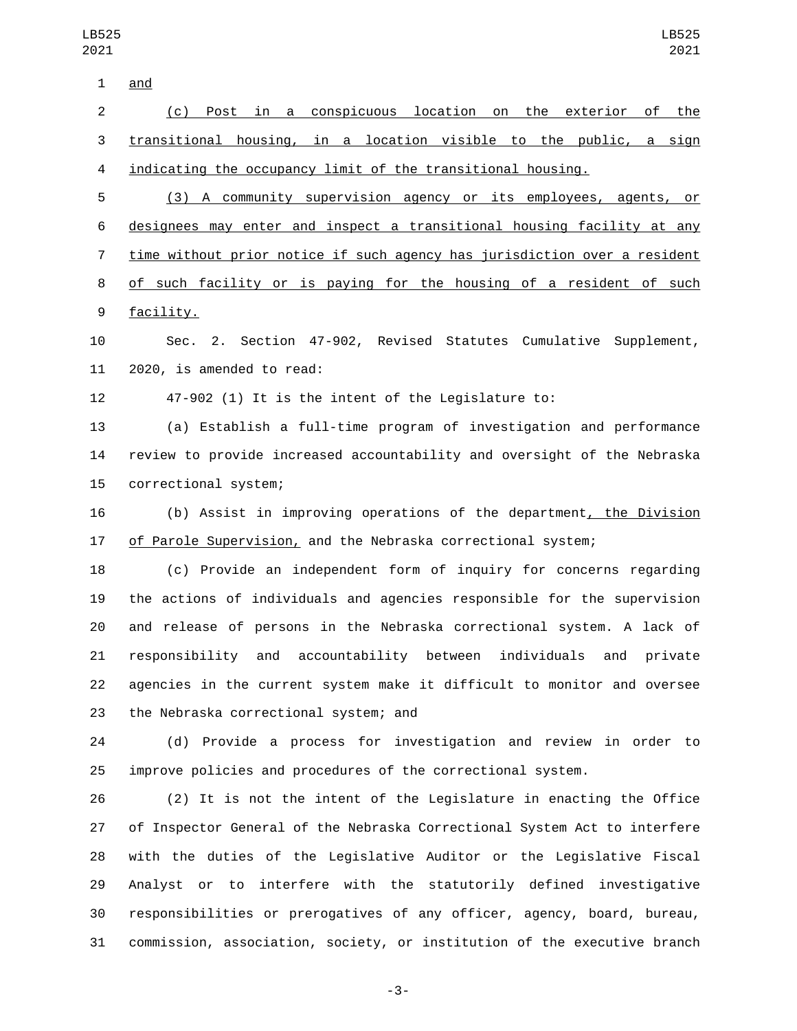and

(c) Post in a conspicuous location on the exterior of the transitional housing, in a location visible to the public, a sign indicating the occupancy limit of the transitional housing.

(3) A community supervision agency or its employees, agents, or designees may enter and inspect a transitional housing facility at any time without prior notice if such agency has jurisdiction over a resident of such facility or is paying for the housing of a resident of such facility.

Sec. 2. Section 47-902, Revised Statutes Cumulative Supplement, 2020, is amended to read:

47-902 (1) It is the intent of the Legislature to:

(a) Establish a full-time program of investigation and performance review to provide increased accountability and oversight of the Nebraska correctional system;

(b) Assist in improving operations of the department, the Division of Parole Supervision, and the Nebraska correctional system;

(c) Provide an independent form of inquiry for concerns regarding the actions of individuals and agencies responsible for the supervision and release of persons in the Nebraska correctional system. A lack of responsibility and accountability between individuals and private agencies in the current system make it difficult to monitor and oversee the Nebraska correctional system; and

(d) Provide a process for investigation and review in order to improve policies and procedures of the correctional system.

(2) It is not the intent of the Legislature in enacting the Office of Inspector General of the Nebraska Correctional System Act to interfere with the duties of the Legislative Auditor or the Legislative Fiscal Analyst or to interfere with the statutorily defined investigative responsibilities or prerogatives of any officer, agency, board, bureau, commission, association, society, or institution of the executive branch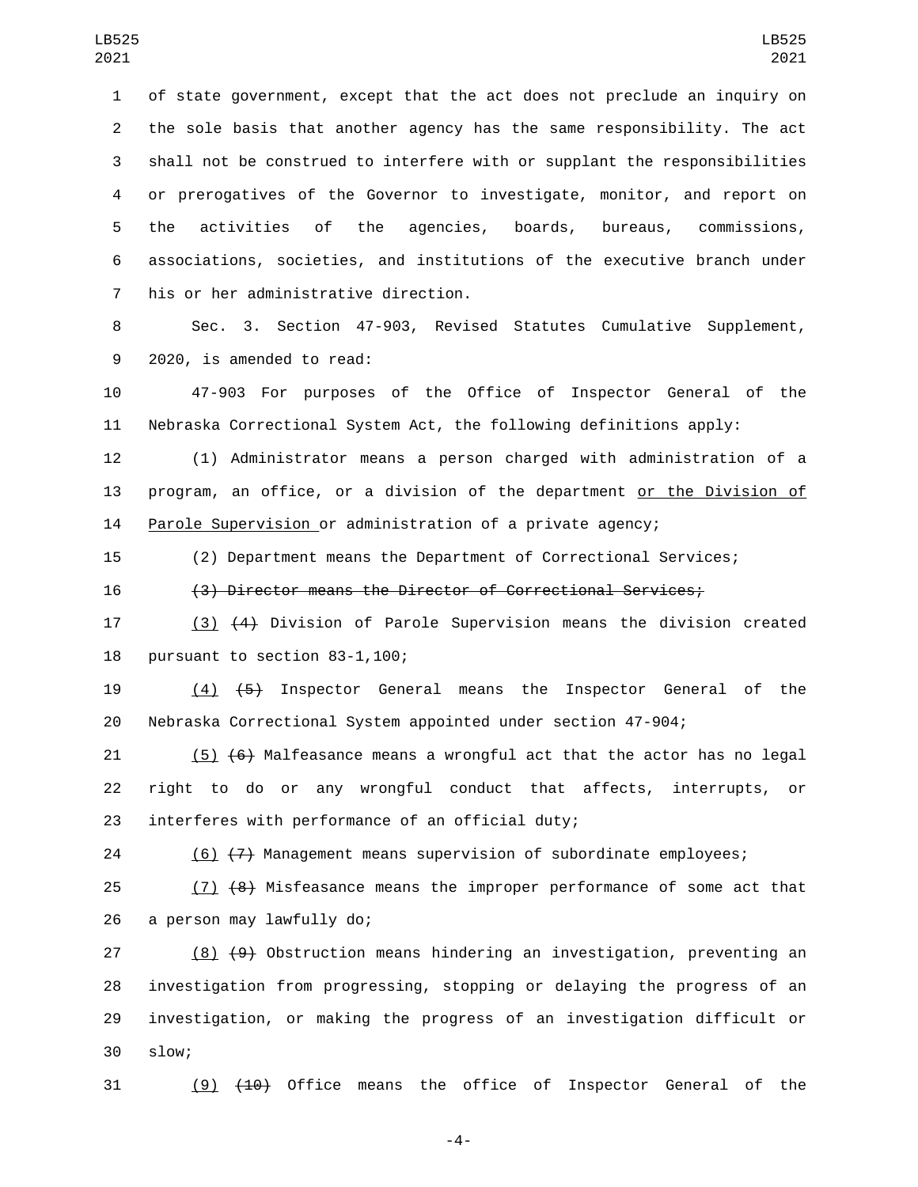of state government, except that the act does not preclude an inquiry on the sole basis that another agency has the same responsibility. The act shall not be construed to interfere with or supplant the responsibilities or prerogatives of the Governor to investigate, monitor, and report on the activities of the agencies, boards, bureaus, commissions, associations, societies, and institutions of the executive branch under his or her administrative direction.

Sec. 3. Section 47-903, Revised Statutes Cumulative Supplement, 2020, is amended to read:

47-903 For purposes of the Office of Inspector General of the Nebraska Correctional System Act, the following definitions apply:

(1) Administrator means a person charged with administration of a program, an office, or a division of the department <u>or the Division of Parole Supervision</u> or administration of a private agency;

(2) Department means the Department of Correctional Services;

~~(3) Director means the Director of Correctional Services;~~

<u>(3)</u> ~~(4)~~ Division of Parole Supervision means the division created pursuant to section 83-1,100;

<u>(4)</u> ~~(5)~~ Inspector General means the Inspector General of the Nebraska Correctional System appointed under section 47-904;

<u>(5)</u> ~~(6)~~ Malfeasance means a wrongful act that the actor has no legal right to do or any wrongful conduct that affects, interrupts, or interferes with performance of an official duty;

<u>(6)</u> ~~(7)~~ Management means supervision of subordinate employees;

<u>(7)</u> ~~(8)~~ Misfeasance means the improper performance of some act that a person may lawfully do;

<u>(8)</u> ~~(9)~~ Obstruction means hindering an investigation, preventing an investigation from progressing, stopping or delaying the progress of an investigation, or making the progress of an investigation difficult or slow;

<u>(9)</u> ~~(10)~~ Office means the office of Inspector General of the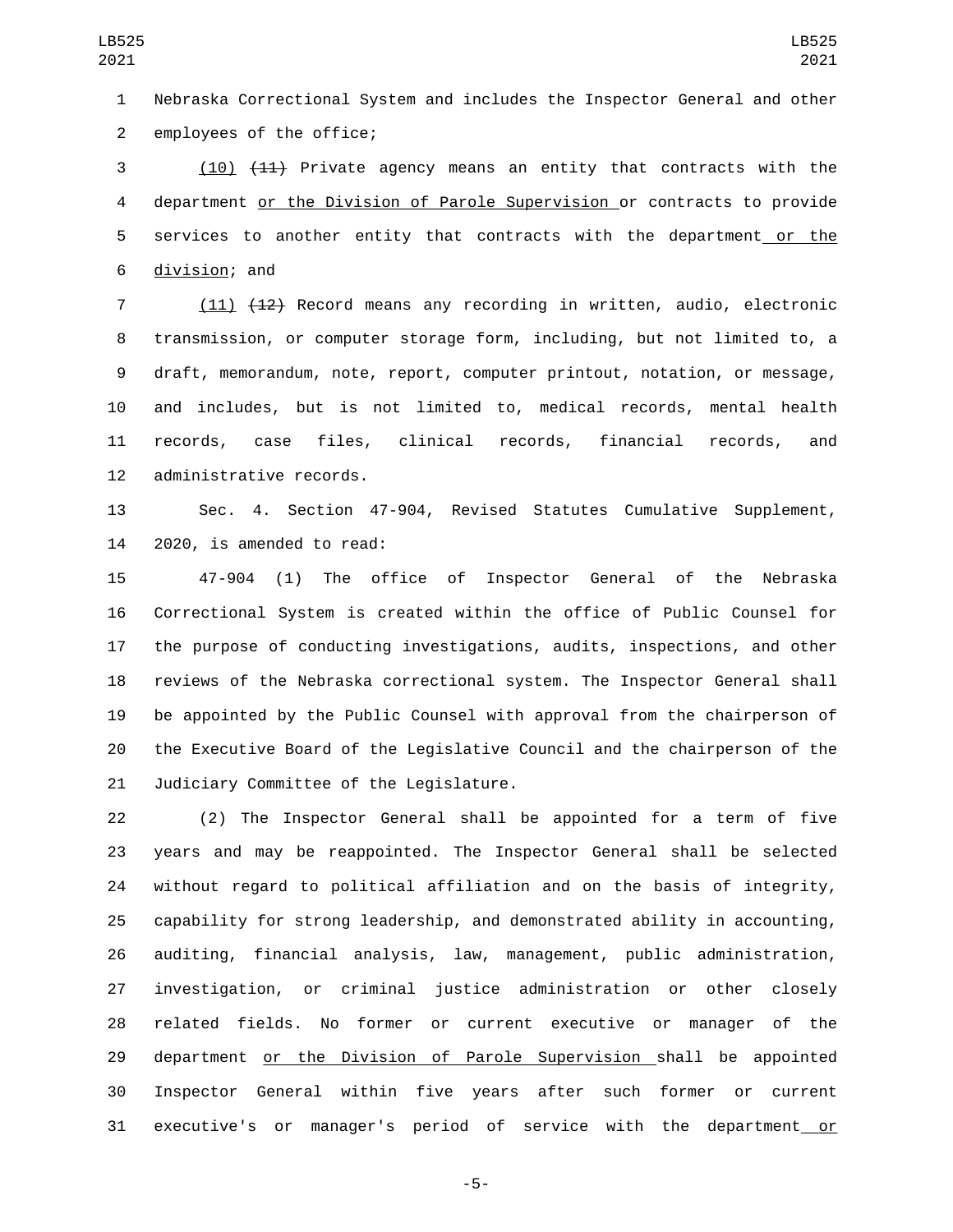Nebraska Correctional System and includes the Inspector General and other employees of the office;

(10) ~~(11)~~ Private agency means an entity that contracts with the department or the Division of Parole Supervision or contracts to provide services to another entity that contracts with the department or the division; and

(11) ~~(12)~~ Record means any recording in written, audio, electronic transmission, or computer storage form, including, but not limited to, a draft, memorandum, note, report, computer printout, notation, or message, and includes, but is not limited to, medical records, mental health records, case files, clinical records, financial records, and administrative records.

Sec. 4. Section 47-904, Revised Statutes Cumulative Supplement, 2020, is amended to read:

47-904 (1) The office of Inspector General of the Nebraska Correctional System is created within the office of Public Counsel for the purpose of conducting investigations, audits, inspections, and other reviews of the Nebraska correctional system. The Inspector General shall be appointed by the Public Counsel with approval from the chairperson of the Executive Board of the Legislative Council and the chairperson of the Judiciary Committee of the Legislature.

(2) The Inspector General shall be appointed for a term of five years and may be reappointed. The Inspector General shall be selected without regard to political affiliation and on the basis of integrity, capability for strong leadership, and demonstrated ability in accounting, auditing, financial analysis, law, management, public administration, investigation, or criminal justice administration or other closely related fields. No former or current executive or manager of the department or the Division of Parole Supervision shall be appointed Inspector General within five years after such former or current executive's or manager's period of service with the department or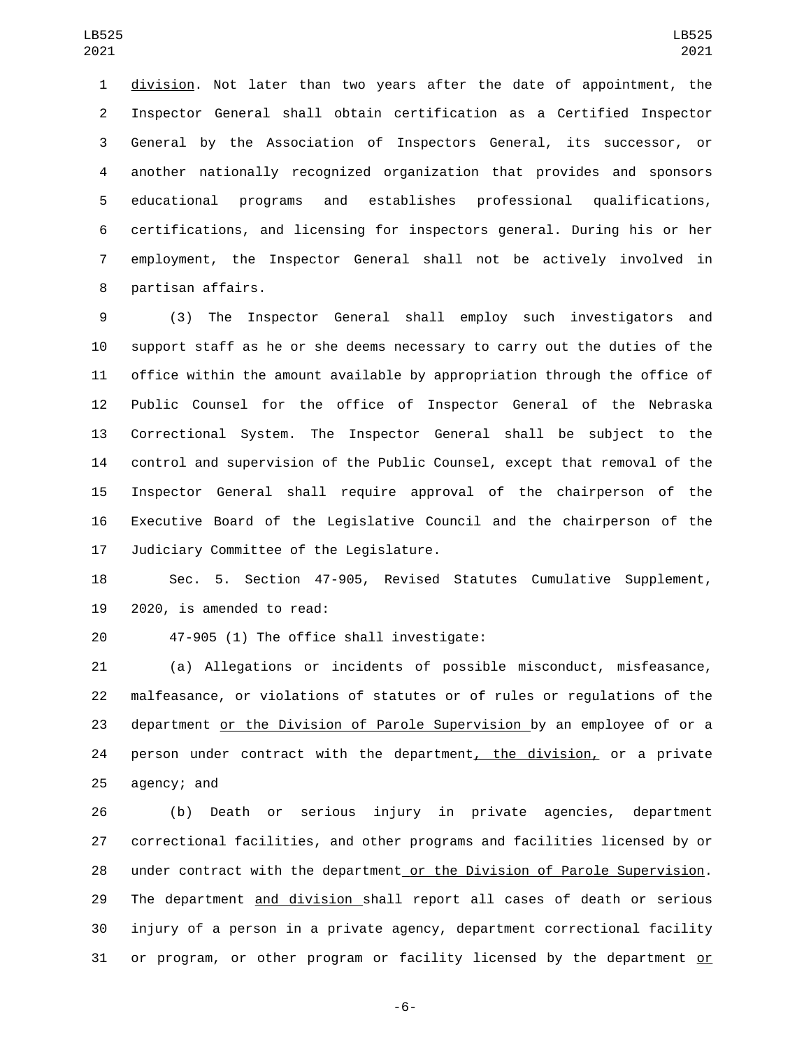division. Not later than two years after the date of appointment, the Inspector General shall obtain certification as a Certified Inspector General by the Association of Inspectors General, its successor, or another nationally recognized organization that provides and sponsors educational programs and establishes professional qualifications, certifications, and licensing for inspectors general. During his or her employment, the Inspector General shall not be actively involved in partisan affairs.

(3) The Inspector General shall employ such investigators and support staff as he or she deems necessary to carry out the duties of the office within the amount available by appropriation through the office of Public Counsel for the office of Inspector General of the Nebraska Correctional System. The Inspector General shall be subject to the control and supervision of the Public Counsel, except that removal of the Inspector General shall require approval of the chairperson of the Executive Board of the Legislative Council and the chairperson of the Judiciary Committee of the Legislature.

Sec. 5. Section 47-905, Revised Statutes Cumulative Supplement, 2020, is amended to read:

47-905 (1) The office shall investigate:

(a) Allegations or incidents of possible misconduct, misfeasance, malfeasance, or violations of statutes or of rules or regulations of the department or the Division of Parole Supervision by an employee of or a person under contract with the department, the division, or a private agency; and

(b) Death or serious injury in private agencies, department correctional facilities, and other programs and facilities licensed by or under contract with the department or the Division of Parole Supervision. The department and division shall report all cases of death or serious injury of a person in a private agency, department correctional facility or program, or other program or facility licensed by the department or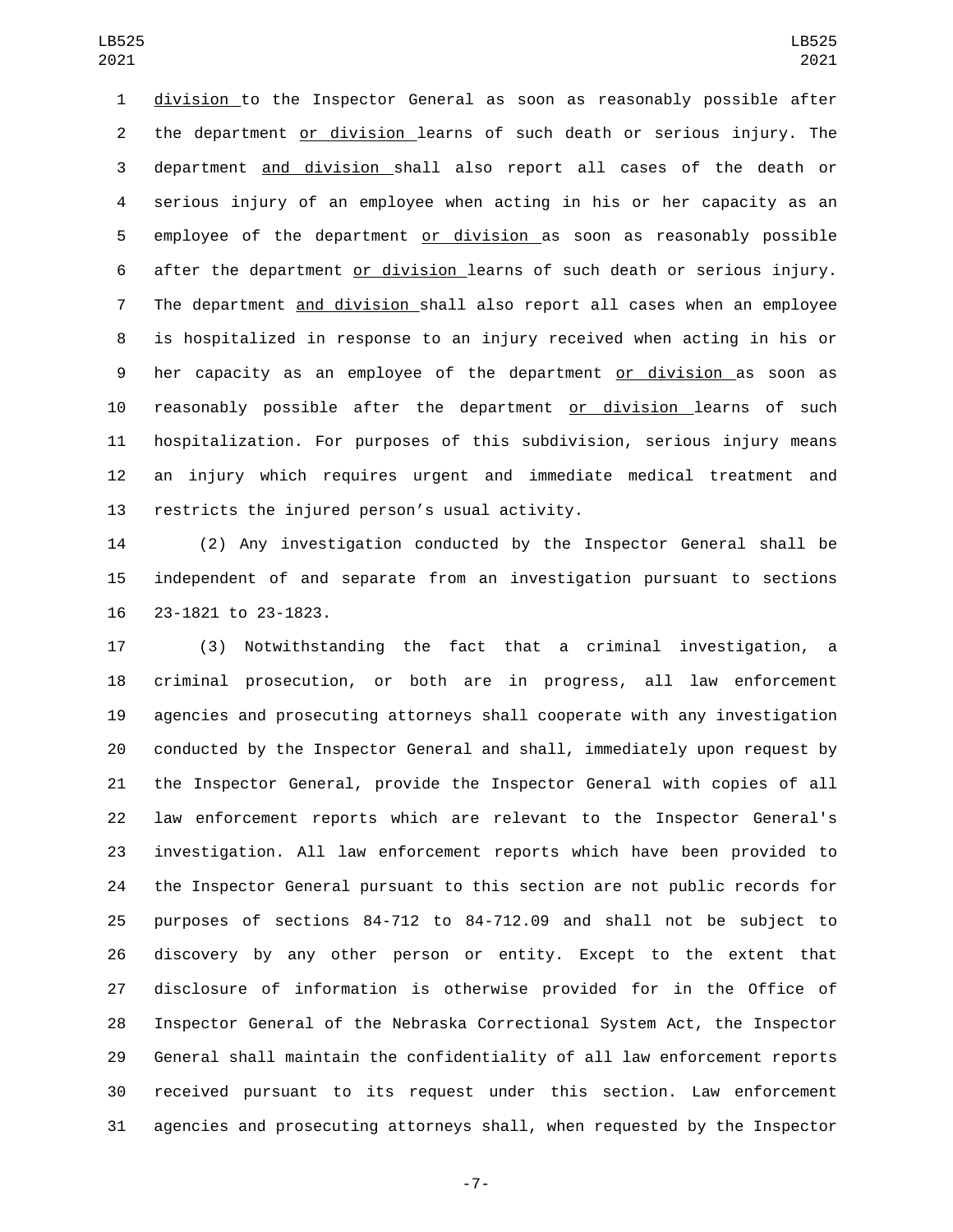division to the Inspector General as soon as reasonably possible after the department or division learns of such death or serious injury. The department and division shall also report all cases of the death or serious injury of an employee when acting in his or her capacity as an employee of the department or division as soon as reasonably possible after the department or division learns of such death or serious injury. The department and division shall also report all cases when an employee is hospitalized in response to an injury received when acting in his or her capacity as an employee of the department or division as soon as reasonably possible after the department or division learns of such hospitalization. For purposes of this subdivision, serious injury means an injury which requires urgent and immediate medical treatment and restricts the injured person's usual activity.

(2) Any investigation conducted by the Inspector General shall be independent of and separate from an investigation pursuant to sections 23-1821 to 23-1823.

(3) Notwithstanding the fact that a criminal investigation, a criminal prosecution, or both are in progress, all law enforcement agencies and prosecuting attorneys shall cooperate with any investigation conducted by the Inspector General and shall, immediately upon request by the Inspector General, provide the Inspector General with copies of all law enforcement reports which are relevant to the Inspector General's investigation. All law enforcement reports which have been provided to the Inspector General pursuant to this section are not public records for purposes of sections 84-712 to 84-712.09 and shall not be subject to discovery by any other person or entity. Except to the extent that disclosure of information is otherwise provided for in the Office of Inspector General of the Nebraska Correctional System Act, the Inspector General shall maintain the confidentiality of all law enforcement reports received pursuant to its request under this section. Law enforcement agencies and prosecuting attorneys shall, when requested by the Inspector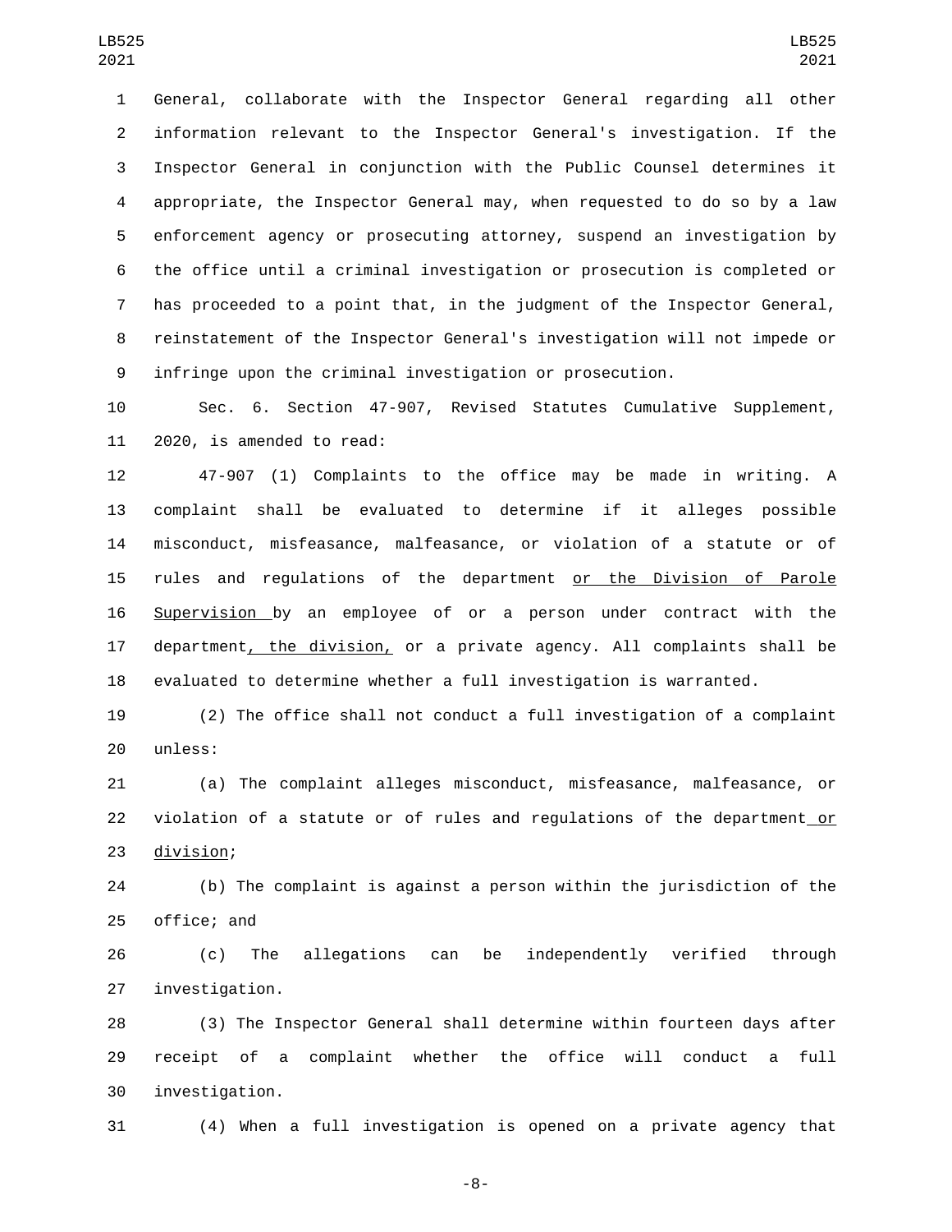General, collaborate with the Inspector General regarding all other information relevant to the Inspector General's investigation. If the Inspector General in conjunction with the Public Counsel determines it appropriate, the Inspector General may, when requested to do so by a law enforcement agency or prosecuting attorney, suspend an investigation by the office until a criminal investigation or prosecution is completed or has proceeded to a point that, in the judgment of the Inspector General, reinstatement of the Inspector General's investigation will not impede or infringe upon the criminal investigation or prosecution.

Sec. 6. Section 47-907, Revised Statutes Cumulative Supplement, 2020, is amended to read:

47-907 (1) Complaints to the office may be made in writing. A complaint shall be evaluated to determine if it alleges possible misconduct, misfeasance, malfeasance, or violation of a statute or of rules and regulations of the department or the Division of Parole Supervision by an employee of or a person under contract with the department, the division, or a private agency. All complaints shall be evaluated to determine whether a full investigation is warranted.

(2) The office shall not conduct a full investigation of a complaint unless:

(a) The complaint alleges misconduct, misfeasance, malfeasance, or violation of a statute or of rules and regulations of the department or division;

(b) The complaint is against a person within the jurisdiction of the office; and

(c) The allegations can be independently verified through investigation.

(3) The Inspector General shall determine within fourteen days after receipt of a complaint whether the office will conduct a full investigation.

(4) When a full investigation is opened on a private agency that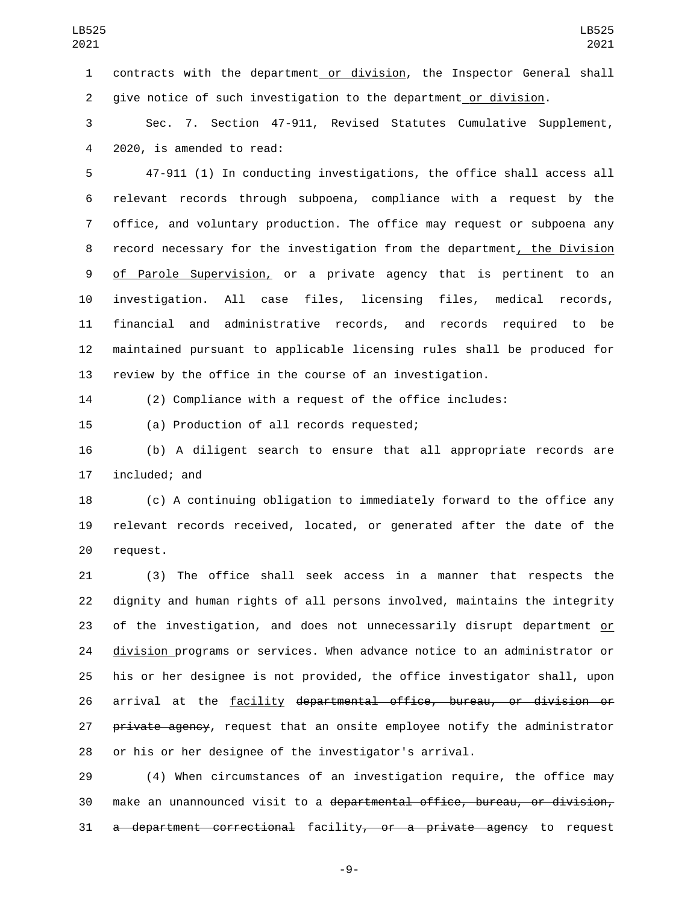contracts with the department or division, the Inspector General shall give notice of such investigation to the department or division.

Sec. 7. Section 47-911, Revised Statutes Cumulative Supplement, 2020, is amended to read:

47-911 (1) In conducting investigations, the office shall access all relevant records through subpoena, compliance with a request by the office, and voluntary production. The office may request or subpoena any record necessary for the investigation from the department, the Division of Parole Supervision, or a private agency that is pertinent to an investigation. All case files, licensing files, medical records, financial and administrative records, and records required to be maintained pursuant to applicable licensing rules shall be produced for review by the office in the course of an investigation.

(2) Compliance with a request of the office includes:

(a) Production of all records requested;

(b) A diligent search to ensure that all appropriate records are included; and

(c) A continuing obligation to immediately forward to the office any relevant records received, located, or generated after the date of the request.

(3) The office shall seek access in a manner that respects the dignity and human rights of all persons involved, maintains the integrity of the investigation, and does not unnecessarily disrupt department or division programs or services. When advance notice to an administrator or his or her designee is not provided, the office investigator shall, upon arrival at the facility ~~departmental office, bureau, or division or private agency~~, request that an onsite employee notify the administrator or his or her designee of the investigator's arrival.

(4) When circumstances of an investigation require, the office may make an unannounced visit to a ~~departmental office, bureau, or division, a department correctional~~ facility~~, or a private agency~~ to request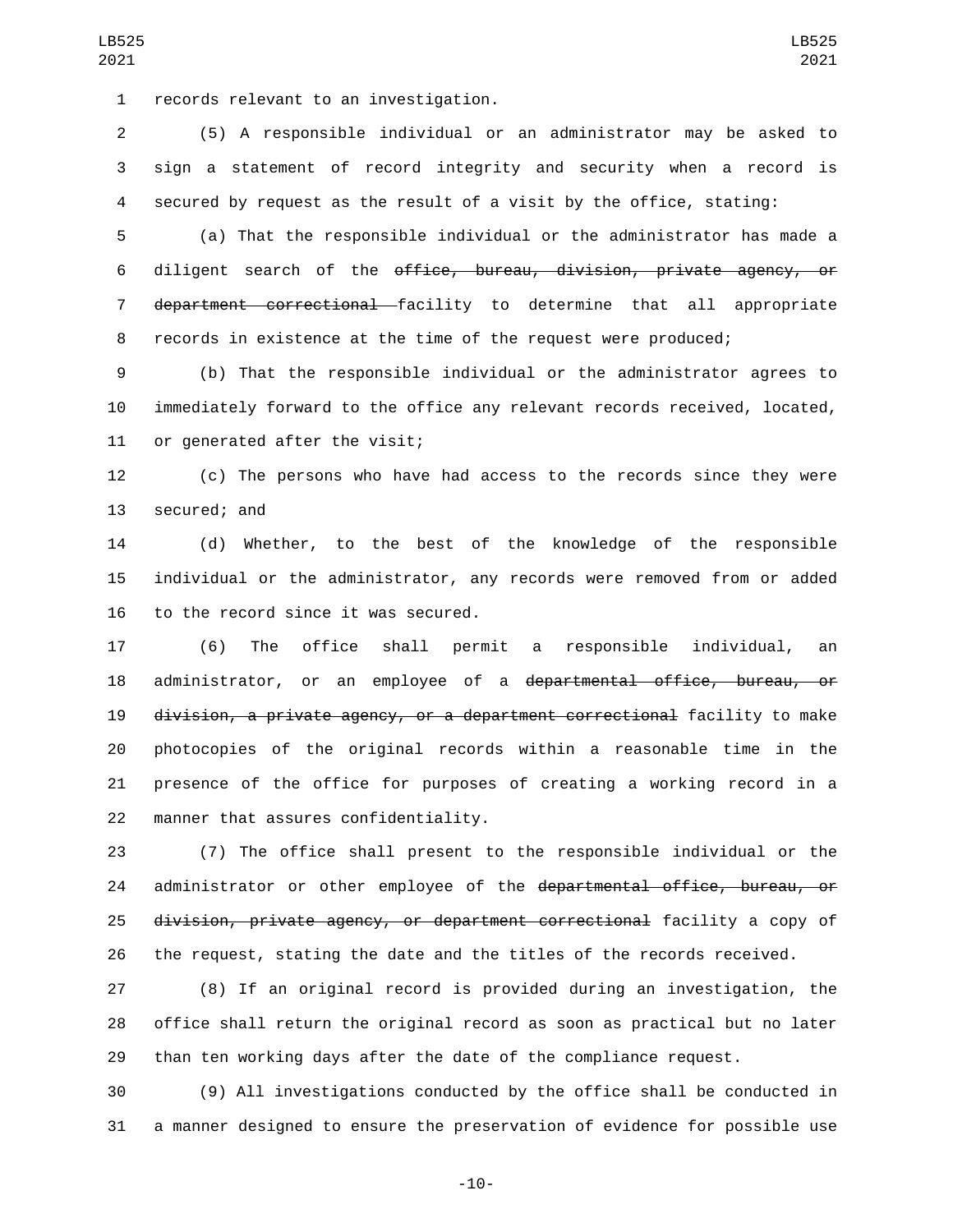records relevant to an investigation.

(5) A responsible individual or an administrator may be asked to sign a statement of record integrity and security when a record is secured by request as the result of a visit by the office, stating:

(a) That the responsible individual or the administrator has made a diligent search of the ~~office, bureau, division, private agency, or department correctional~~ facility to determine that all appropriate records in existence at the time of the request were produced;

(b) That the responsible individual or the administrator agrees to immediately forward to the office any relevant records received, located, or generated after the visit;

(c) The persons who have had access to the records since they were secured; and

(d) Whether, to the best of the knowledge of the responsible individual or the administrator, any records were removed from or added to the record since it was secured.

(6) The office shall permit a responsible individual, an administrator, or an employee of a ~~departmental office, bureau, or division, a private agency, or a department correctional~~ facility to make photocopies of the original records within a reasonable time in the presence of the office for purposes of creating a working record in a manner that assures confidentiality.

(7) The office shall present to the responsible individual or the administrator or other employee of the ~~departmental office, bureau, or division, private agency, or department correctional~~ facility a copy of the request, stating the date and the titles of the records received.

(8) If an original record is provided during an investigation, the office shall return the original record as soon as practical but no later than ten working days after the date of the compliance request.

(9) All investigations conducted by the office shall be conducted in a manner designed to ensure the preservation of evidence for possible use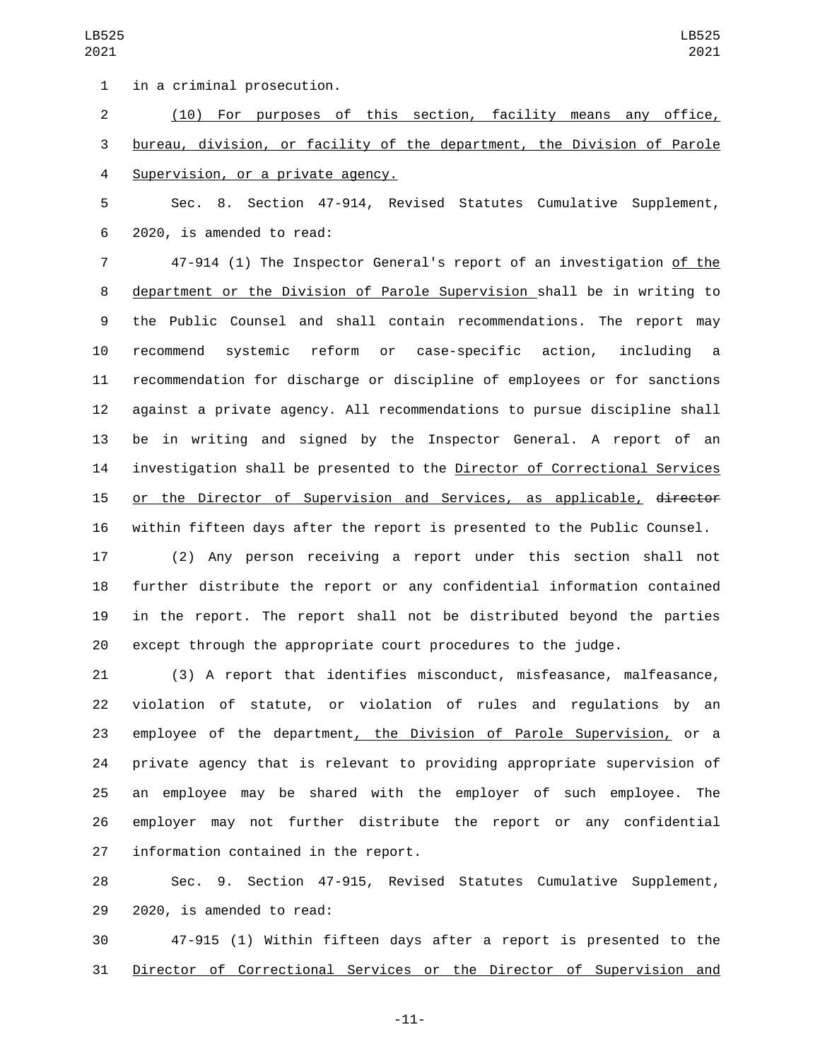in a criminal prosecution.

(10) For purposes of this section, facility means any office, bureau, division, or facility of the department, the Division of Parole Supervision, or a private agency.

Sec. 8. Section 47-914, Revised Statutes Cumulative Supplement, 2020, is amended to read:

47-914 (1) The Inspector General's report of an investigation of the department or the Division of Parole Supervision shall be in writing to the Public Counsel and shall contain recommendations. The report may recommend systemic reform or case-specific action, including a recommendation for discharge or discipline of employees or for sanctions against a private agency. All recommendations to pursue discipline shall be in writing and signed by the Inspector General. A report of an investigation shall be presented to the Director of Correctional Services or the Director of Supervision and Services, as applicable, ~~director~~ within fifteen days after the report is presented to the Public Counsel.

(2) Any person receiving a report under this section shall not further distribute the report or any confidential information contained in the report. The report shall not be distributed beyond the parties except through the appropriate court procedures to the judge.

(3) A report that identifies misconduct, misfeasance, malfeasance, violation of statute, or violation of rules and regulations by an employee of the department, the Division of Parole Supervision, or a private agency that is relevant to providing appropriate supervision of an employee may be shared with the employer of such employee. The employer may not further distribute the report or any confidential information contained in the report.

Sec. 9. Section 47-915, Revised Statutes Cumulative Supplement, 2020, is amended to read:

47-915 (1) Within fifteen days after a report is presented to the Director of Correctional Services or the Director of Supervision and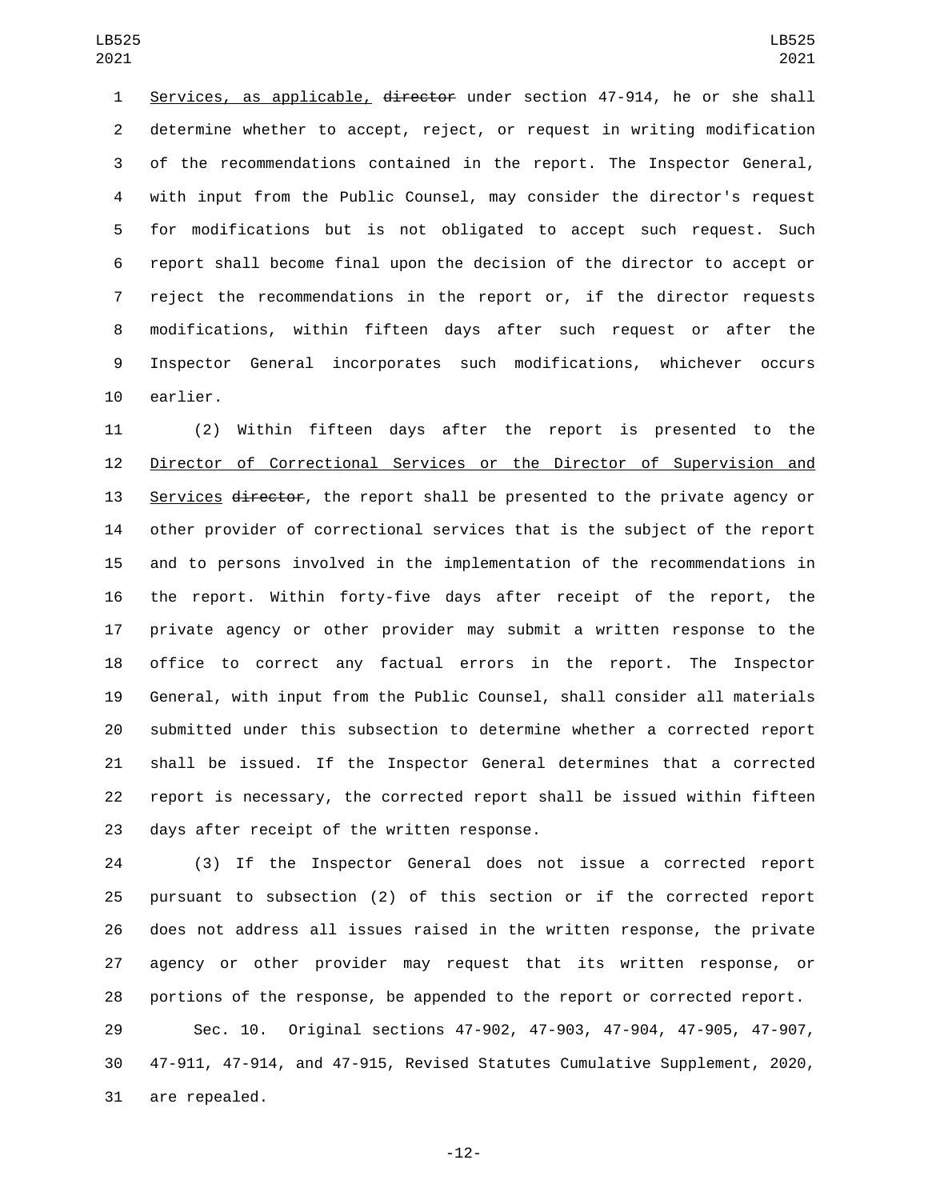Services, as applicable, ~~director~~ under section 47-914, he or she shall determine whether to accept, reject, or request in writing modification of the recommendations contained in the report. The Inspector General, with input from the Public Counsel, may consider the director's request for modifications but is not obligated to accept such request. Such report shall become final upon the decision of the director to accept or reject the recommendations in the report or, if the director requests modifications, within fifteen days after such request or after the Inspector General incorporates such modifications, whichever occurs earlier.

(2) Within fifteen days after the report is presented to the Director of Correctional Services or the Director of Supervision and Services ~~director~~, the report shall be presented to the private agency or other provider of correctional services that is the subject of the report and to persons involved in the implementation of the recommendations in the report. Within forty-five days after receipt of the report, the private agency or other provider may submit a written response to the office to correct any factual errors in the report. The Inspector General, with input from the Public Counsel, shall consider all materials submitted under this subsection to determine whether a corrected report shall be issued. If the Inspector General determines that a corrected report is necessary, the corrected report shall be issued within fifteen days after receipt of the written response.

(3) If the Inspector General does not issue a corrected report pursuant to subsection (2) of this section or if the corrected report does not address all issues raised in the written response, the private agency or other provider may request that its written response, or portions of the response, be appended to the report or corrected report.

Sec. 10. Original sections 47-902, 47-903, 47-904, 47-905, 47-907, 47-911, 47-914, and 47-915, Revised Statutes Cumulative Supplement, 2020, are repealed.